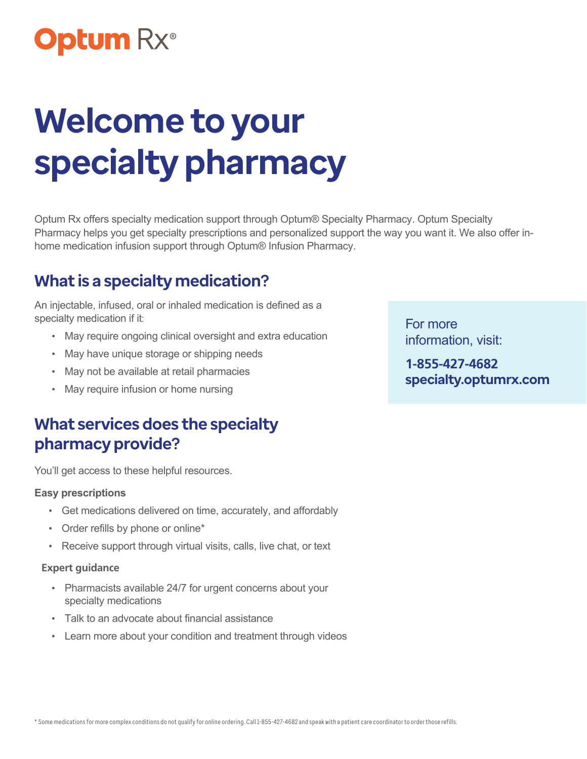Optum Rx®

# Welcome to your specialty pharmacy

Optum Rx offers specialty medication support through Optum® Specialty Pharmacy. Optum Specialty Pharmacy helps you get specialty prescriptions and personalized support the way you want it. We also offer in-home medication infusion support through Optum® Infusion Pharmacy.

## What is a specialty medication?

An injectable, infused, oral or inhaled medication is defined as a specialty medication if it:

- May require ongoing clinical oversight and extra education
- May have unique storage or shipping needs
- May not be available at retail pharmacies
- May require infusion or home nursing

For more information, visit:

**1-855-427-4682**
**specialty.optumrx.com**

## What services does the specialty pharmacy provide?

You'll get access to these helpful resources.

**Easy prescriptions**

- Get medications delivered on time, accurately, and affordably
- Order refills by phone or online*
- Receive support through virtual visits, calls, live chat, or text

**Expert guidance**

- Pharmacists available 24/7 for urgent concerns about your specialty medications
- Talk to an advocate about financial assistance
- Learn more about your condition and treatment through videos

* Some medications for more complex conditions do not qualify for online ordering. Call 1-855-427-4682 and speak with a patient care coordinator to order those refills.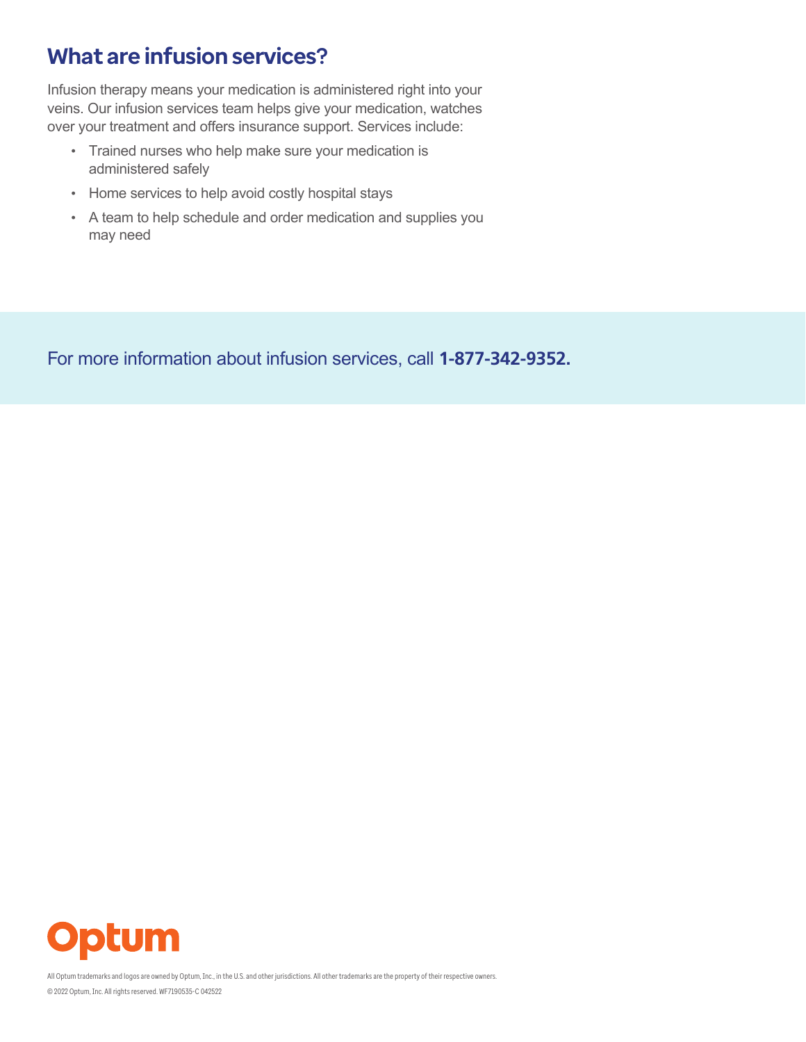## What are infusion services?

Infusion therapy means your medication is administered right into your veins. Our infusion services team helps give your medication, watches over your treatment and offers insurance support. Services include:

- Trained nurses who help make sure your medication is administered safely
- Home services to help avoid costly hospital stays
- A team to help schedule and order medication and supplies you may need

For more information about infusion services, call **1-877-342-9352.**

Optum

All Optum trademarks and logos are owned by Optum, Inc., in the U.S. and other jurisdictions. All other trademarks are the property of their respective owners.

© 2022 Optum, Inc. All rights reserved. WF7190535-C 042522